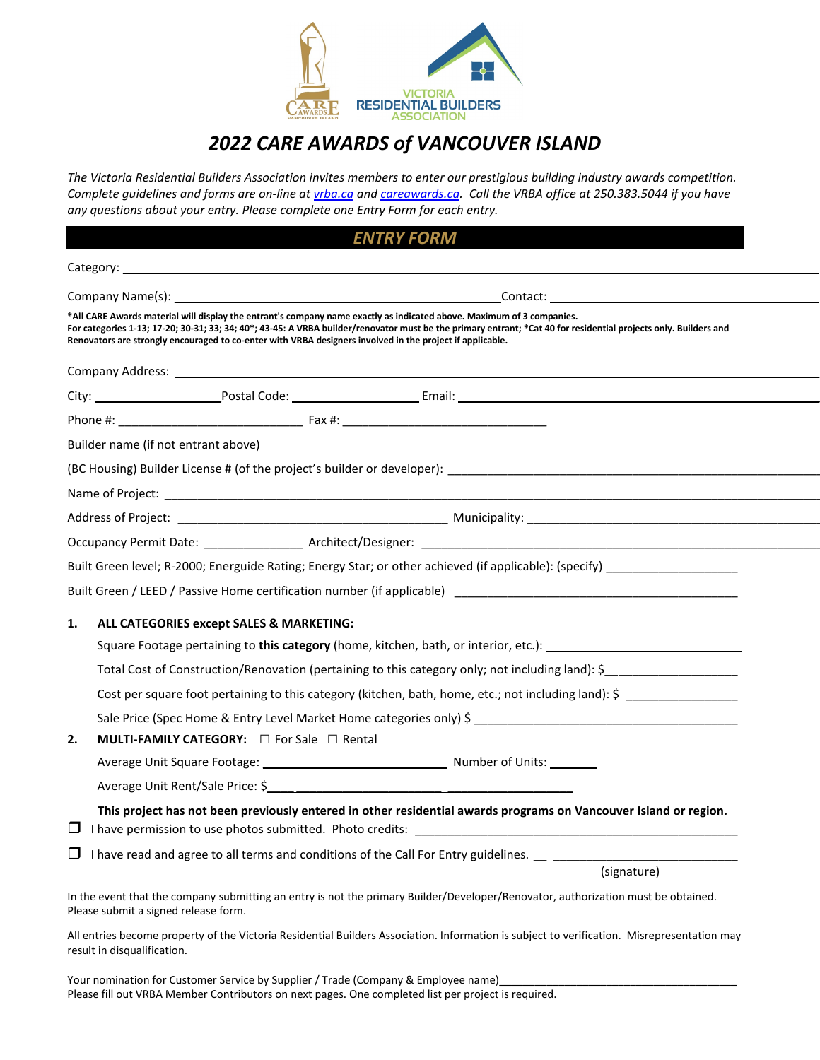CARE AWARDS VANCOUVER ISLAND

VICTORIA RESIDENTIAL BUILDERS ASSOCIATION

# *2022 CARE AWARDS of VANCOUVER ISLAND*

*The Victoria Residential Builders Association invites members to enter our prestigious building industry awards competition. Complete guidelines and forms are on-line at vrba.ca and careawards.ca. Call the VRBA office at 250.383.5044 if you have any questions about your entry. Please complete one Entry Form for each entry.*

## *ENTRY FORM*

Category: ______________________________

Company Name(s): ______________________________ Contact: ______________________________

**\*All CARE Awards material will display the entrant's company name exactly as indicated above. Maximum of 3 companies.**
**For categories 1-13; 17-20; 30-31; 33; 34; 40\*; 43-45: A VRBA builder/renovator must be the primary entrant; \*Cat 40 for residential projects only. Builders and Renovators are strongly encouraged to co-enter with VRBA designers involved in the project if applicable.**

Company Address: ______________________________

City: ______________ Postal Code: ______________ Email: ______________________________

Phone #: ______________________________ Fax #: ______________________________

Builder name (if not entrant above)

(BC Housing) Builder License # (of the project's builder or developer): ______________________________

Name of Project: ______________________________

Address of Project: ______________________________ Municipality: ______________________________

Occupancy Permit Date: ______________ Architect/Designer: ______________________________

Built Green level; R-2000; Energuide Rating; Energy Star; or other achieved (if applicable): (specify) ______________

Built Green / LEED / Passive Home certification number (if applicable) ______________________________

**1. ALL CATEGORIES except SALES & MARKETING:**

Square Footage pertaining to **this category** (home, kitchen, bath, or interior, etc.): ______________________________

Total Cost of Construction/Renovation (pertaining to this category only; not including land): $______________

Cost per square foot pertaining to this category (kitchen, bath, home, etc.; not including land): $ ______________

Sale Price (Spec Home & Entry Level Market Home categories only) $ ______________________________

**2. MULTI-FAMILY CATEGORY:** ☐ For Sale ☐ Rental

Average Unit Square Footage: ______________________________ Number of Units: ________

Average Unit Rent/Sale Price: $______________________________

**This project has not been previously entered in other residential awards programs on Vancouver Island or region.**

❒ I have permission to use photos submitted. Photo credits: ______________________________

❒ I have read and agree to all terms and conditions of the Call For Entry guidelines. __ ______________________________
(signature)

In the event that the company submitting an entry is not the primary Builder/Developer/Renovator, authorization must be obtained. Please submit a signed release form.

All entries become property of the Victoria Residential Builders Association. Information is subject to verification. Misrepresentation may result in disqualification.

Your nomination for Customer Service by Supplier / Trade (Company & Employee name)______________________________
Please fill out VRBA Member Contributors on next pages. One completed list per project is required.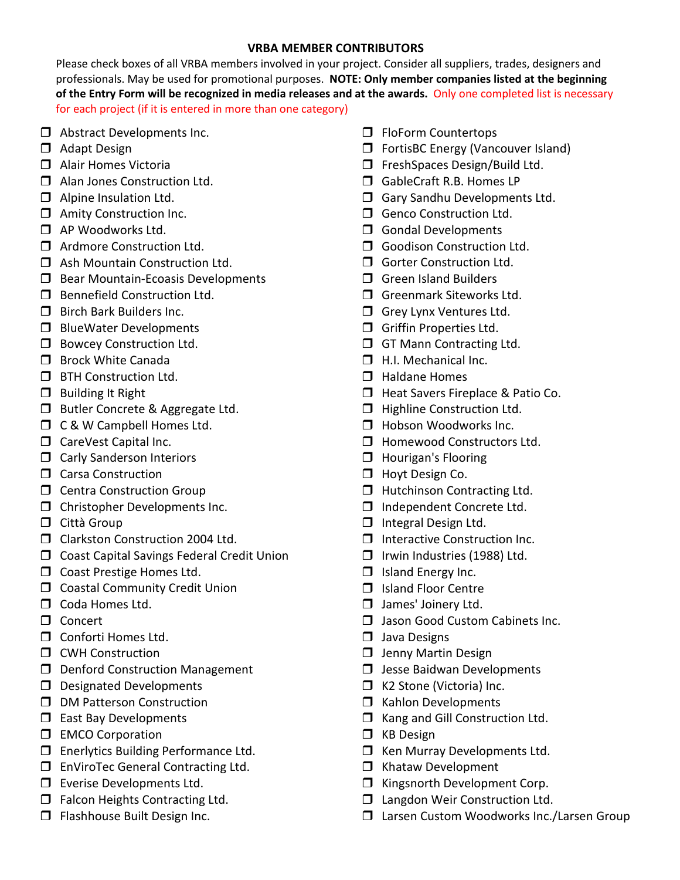## VRBA MEMBER CONTRIBUTORS

Please check boxes of all VRBA members involved in your project. Consider all suppliers, trades, designers and professionals. May be used for promotional purposes. **NOTE: Only member companies listed at the beginning of the Entry Form will be recognized in media releases and at the awards.** Only one completed list is necessary for each project (if it is entered in more than one category)

- ☐ Abstract Developments Inc.
- ☐ Adapt Design
- ☐ Alair Homes Victoria
- ☐ Alan Jones Construction Ltd.
- ☐ Alpine Insulation Ltd.
- ☐ Amity Construction Inc.
- ☐ AP Woodworks Ltd.
- ☐ Ardmore Construction Ltd.
- ☐ Ash Mountain Construction Ltd.
- ☐ Bear Mountain-Ecoasis Developments
- ☐ Bennefield Construction Ltd.
- ☐ Birch Bark Builders Inc.
- ☐ BlueWater Developments
- ☐ Bowcey Construction Ltd.
- ☐ Brock White Canada
- ☐ BTH Construction Ltd.
- ☐ Building It Right
- ☐ Butler Concrete & Aggregate Ltd.
- ☐ C & W Campbell Homes Ltd.
- ☐ CareVest Capital Inc.
- ☐ Carly Sanderson Interiors
- ☐ Carsa Construction
- ☐ Centra Construction Group
- ☐ Christopher Developments Inc.
- ☐ Città Group
- ☐ Clarkston Construction 2004 Ltd.
- ☐ Coast Capital Savings Federal Credit Union
- ☐ Coast Prestige Homes Ltd.
- ☐ Coastal Community Credit Union
- ☐ Coda Homes Ltd.
- ☐ Concert
- ☐ Conforti Homes Ltd.
- ☐ CWH Construction
- ☐ Denford Construction Management
- ☐ Designated Developments
- ☐ DM Patterson Construction
- ☐ East Bay Developments
- ☐ EMCO Corporation
- ☐ Enerlytics Building Performance Ltd.
- ☐ EnViroTec General Contracting Ltd.
- ☐ Everise Developments Ltd.
- ☐ Falcon Heights Contracting Ltd.
- ☐ Flashhouse Built Design Inc.
- ☐ FloForm Countertops
- ☐ FortisBC Energy (Vancouver Island)
- ☐ FreshSpaces Design/Build Ltd.
- ☐ GableCraft R.B. Homes LP
- ☐ Gary Sandhu Developments Ltd.
- ☐ Genco Construction Ltd.
- ☐ Gondal Developments
- ☐ Goodison Construction Ltd.
- ☐ Gorter Construction Ltd.
- ☐ Green Island Builders
- ☐ Greenmark Siteworks Ltd.
- ☐ Grey Lynx Ventures Ltd.
- ☐ Griffin Properties Ltd.
- ☐ GT Mann Contracting Ltd.
- ☐ H.I. Mechanical Inc.
- ☐ Haldane Homes
- ☐ Heat Savers Fireplace & Patio Co.
- ☐ Highline Construction Ltd.
- ☐ Hobson Woodworks Inc.
- ☐ Homewood Constructors Ltd.
- ☐ Hourigan's Flooring
- ☐ Hoyt Design Co.
- ☐ Hutchinson Contracting Ltd.
- ☐ Independent Concrete Ltd.
- ☐ Integral Design Ltd.
- ☐ Interactive Construction Inc.
- ☐ Irwin Industries (1988) Ltd.
- ☐ Island Energy Inc.
- ☐ Island Floor Centre
- ☐ James' Joinery Ltd.
- ☐ Jason Good Custom Cabinets Inc.
- ☐ Java Designs
- ☐ Jenny Martin Design
- ☐ Jesse Baidwan Developments
- ☐ K2 Stone (Victoria) Inc.
- ☐ Kahlon Developments
- ☐ Kang and Gill Construction Ltd.
- ☐ KB Design
- ☐ Ken Murray Developments Ltd.
- ☐ Khataw Development
- ☐ Kingsnorth Development Corp.
- ☐ Langdon Weir Construction Ltd.
- ☐ Larsen Custom Woodworks Inc./Larsen Group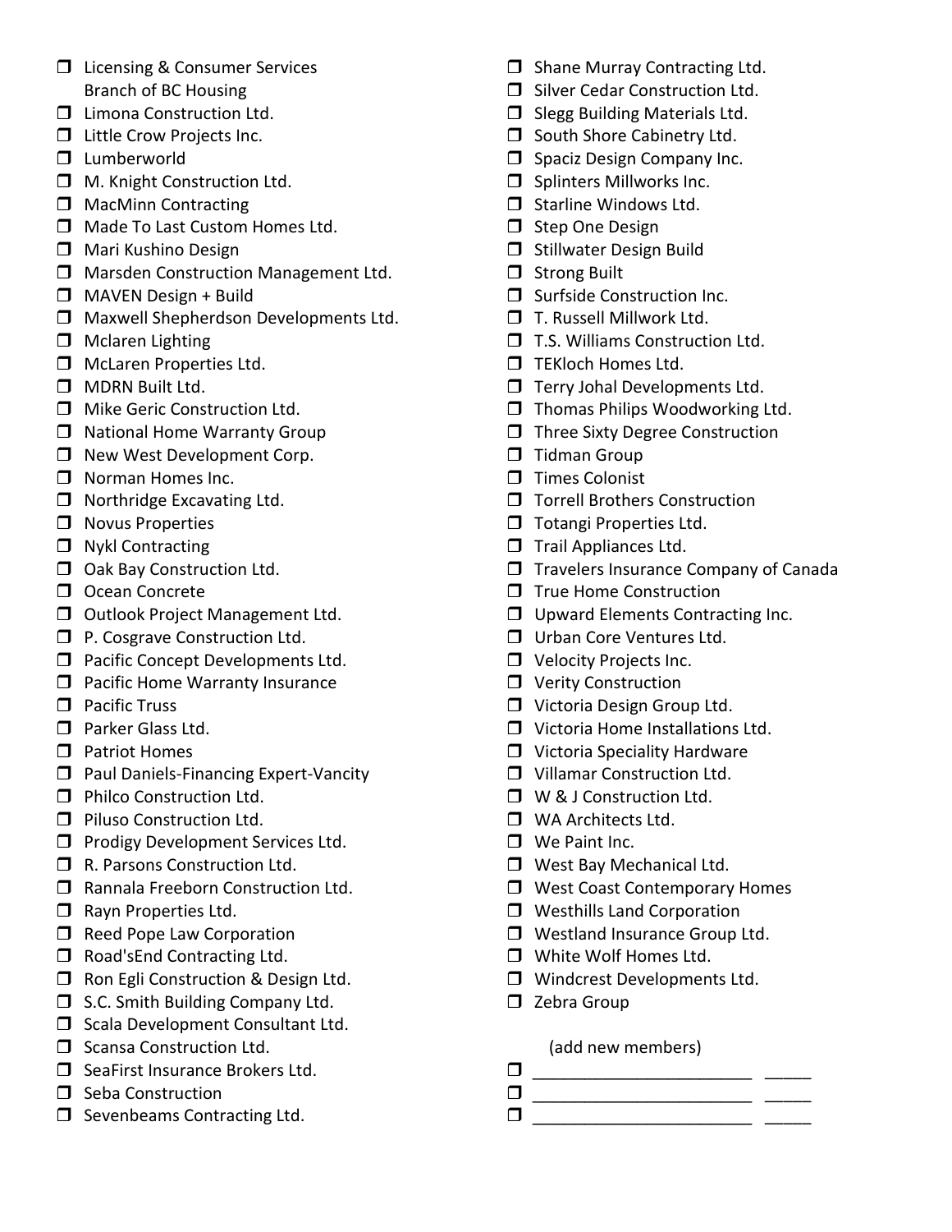- ☐ Licensing & Consumer Services Branch of BC Housing
- ☐ Limona Construction Ltd.
- ☐ Little Crow Projects Inc.
- ☐ Lumberworld
- ☐ M. Knight Construction Ltd.
- ☐ MacMinn Contracting
- ☐ Made To Last Custom Homes Ltd.
- ☐ Mari Kushino Design
- ☐ Marsden Construction Management Ltd.
- ☐ MAVEN Design + Build
- ☐ Maxwell Shepherdson Developments Ltd.
- ☐ Mclaren Lighting
- ☐ McLaren Properties Ltd.
- ☐ MDRN Built Ltd.
- ☐ Mike Geric Construction Ltd.
- ☐ National Home Warranty Group
- ☐ New West Development Corp.
- ☐ Norman Homes Inc.
- ☐ Northridge Excavating Ltd.
- ☐ Novus Properties
- ☐ Nykl Contracting
- ☐ Oak Bay Construction Ltd.
- ☐ Ocean Concrete
- ☐ Outlook Project Management Ltd.
- ☐ P. Cosgrave Construction Ltd.
- ☐ Pacific Concept Developments Ltd.
- ☐ Pacific Home Warranty Insurance
- ☐ Pacific Truss
- ☐ Parker Glass Ltd.
- ☐ Patriot Homes
- ☐ Paul Daniels-Financing Expert-Vancity
- ☐ Philco Construction Ltd.
- ☐ Piluso Construction Ltd.
- ☐ Prodigy Development Services Ltd.
- ☐ R. Parsons Construction Ltd.
- ☐ Rannala Freeborn Construction Ltd.
- ☐ Rayn Properties Ltd.
- ☐ Reed Pope Law Corporation
- ☐ Road'sEnd Contracting Ltd.
- ☐ Ron Egli Construction & Design Ltd.
- ☐ S.C. Smith Building Company Ltd.
- ☐ Scala Development Consultant Ltd.
- ☐ Scansa Construction Ltd.
- ☐ SeaFirst Insurance Brokers Ltd.
- ☐ Seba Construction
- ☐ Sevenbeams Contracting Ltd.
- ☐ Shane Murray Contracting Ltd.
- ☐ Silver Cedar Construction Ltd.
- ☐ Slegg Building Materials Ltd.
- ☐ South Shore Cabinetry Ltd.
- ☐ Spaciz Design Company Inc.
- ☐ Splinters Millworks Inc.
- ☐ Starline Windows Ltd.
- ☐ Step One Design
- ☐ Stillwater Design Build
- ☐ Strong Built
- ☐ Surfside Construction Inc.
- ☐ T. Russell Millwork Ltd.
- ☐ T.S. Williams Construction Ltd.
- ☐ TEKloch Homes Ltd.
- ☐ Terry Johal Developments Ltd.
- ☐ Thomas Philips Woodworking Ltd.
- ☐ Three Sixty Degree Construction
- ☐ Tidman Group
- ☐ Times Colonist
- ☐ Torrell Brothers Construction
- ☐ Totangi Properties Ltd.
- ☐ Trail Appliances Ltd.
- ☐ Travelers Insurance Company of Canada
- ☐ True Home Construction
- ☐ Upward Elements Contracting Inc.
- ☐ Urban Core Ventures Ltd.
- ☐ Velocity Projects Inc.
- ☐ Verity Construction
- ☐ Victoria Design Group Ltd.
- ☐ Victoria Home Installations Ltd.
- ☐ Victoria Speciality Hardware
- ☐ Villamar Construction Ltd.
- ☐ W & J Construction Ltd.
- ☐ WA Architects Ltd.
- ☐ We Paint Inc.
- ☐ West Bay Mechanical Ltd.
- ☐ West Coast Contemporary Homes
- ☐ Westhills Land Corporation
- ☐ Westland Insurance Group Ltd.
- ☐ White Wolf Homes Ltd.
- ☐ Windcrest Developments Ltd.
- ☐ Zebra Group

(add new members)

- ☐ ________________________ _____
- ☐ ________________________ _____
- ☐ ________________________ _____